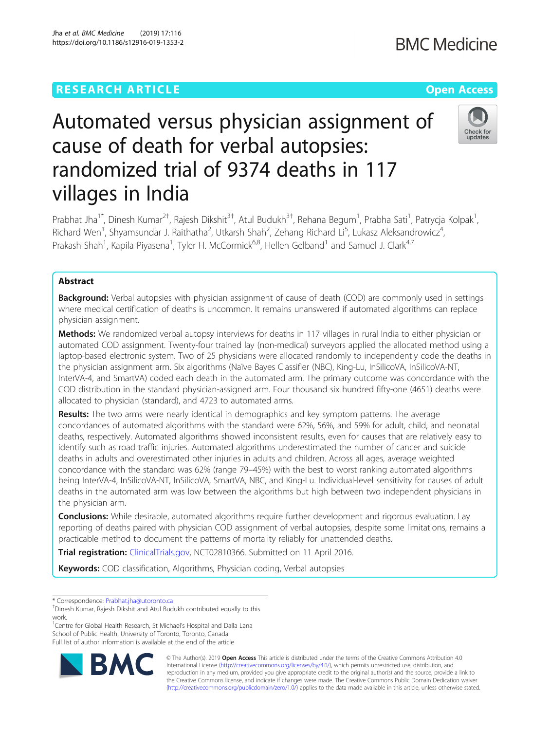RESEARCH ARTICLE

Open Access

# Automated versus physician assignment of cause of death for verbal autopsies: randomized trial of 9374 deaths in 117 villages in India

Prabhat Jha[1*], Dinesh Kumar[2†], Rajesh Dikshit[3†], Atul Budukh[3†], Rehana Begum[1], Prabha Sati[1], Patrycja Kolpak[1], Richard Wen[1], Shyamsundar J. Raithatha[2], Utkarsh Shah[2], Zehang Richard Li[5], Lukasz Aleksandrowicz[4], Prakash Shah[1], Kapila Piyasena[1], Tyler H. McCormick[6,8], Hellen Gelband[1] and Samuel J. Clark[4,7]

## Abstract

**Background:** Verbal autopsies with physician assignment of cause of death (COD) are commonly used in settings where medical certification of deaths is uncommon. It remains unanswered if automated algorithms can replace physician assignment.

**Methods:** We randomized verbal autopsy interviews for deaths in 117 villages in rural India to either physician or automated COD assignment. Twenty-four trained lay (non-medical) surveyors applied the allocated method using a laptop-based electronic system. Two of 25 physicians were allocated randomly to independently code the deaths in the physician assignment arm. Six algorithms (Naïve Bayes Classifier (NBC), King-Lu, InSilicoVA, InSilicoVA-NT, InterVA-4, and SmartVA) coded each death in the automated arm. The primary outcome was concordance with the COD distribution in the standard physician-assigned arm. Four thousand six hundred fifty-one (4651) deaths were allocated to physician (standard), and 4723 to automated arms.

**Results:** The two arms were nearly identical in demographics and key symptom patterns. The average concordances of automated algorithms with the standard were 62%, 56%, and 59% for adult, child, and neonatal deaths, respectively. Automated algorithms showed inconsistent results, even for causes that are relatively easy to identify such as road traffic injuries. Automated algorithms underestimated the number of cancer and suicide deaths in adults and overestimated other injuries in adults and children. Across all ages, average weighted concordance with the standard was 62% (range 79–45%) with the best to worst ranking automated algorithms being InterVA-4, InSilicoVA-NT, InSilicoVA, SmartVA, NBC, and King-Lu. Individual-level sensitivity for causes of adult deaths in the automated arm was low between the algorithms but high between two independent physicians in the physician arm.

**Conclusions:** While desirable, automated algorithms require further development and rigorous evaluation. Lay reporting of deaths paired with physician COD assignment of verbal autopsies, despite some limitations, remains a practicable method to document the patterns of mortality reliably for unattended deaths.

**Trial registration:** ClinicalTrials.gov, NCT02810366. Submitted on 11 April 2016.

**Keywords:** COD classification, Algorithms, Physician coding, Verbal autopsies

---

\* Correspondence: Prabhat.jha@utoronto.ca

†Dinesh Kumar, Rajesh Dikshit and Atul Budukh contributed equally to this work.

[1]Centre for Global Health Research, St Michael's Hospital and Dalla Lana School of Public Health, University of Toronto, Toronto, Canada

Full list of author information is available at the end of the article

© The Author(s). 2019 **Open Access** This article is distributed under the terms of the Creative Commons Attribution 4.0 International License (http://creativecommons.org/licenses/by/4.0/), which permits unrestricted use, distribution, and reproduction in any medium, provided you give appropriate credit to the original author(s) and the source, provide a link to the Creative Commons license, and indicate if changes were made. The Creative Commons Public Domain Dedication waiver (http://creativecommons.org/publicdomain/zero/1.0/) applies to the data made available in this article, unless otherwise stated.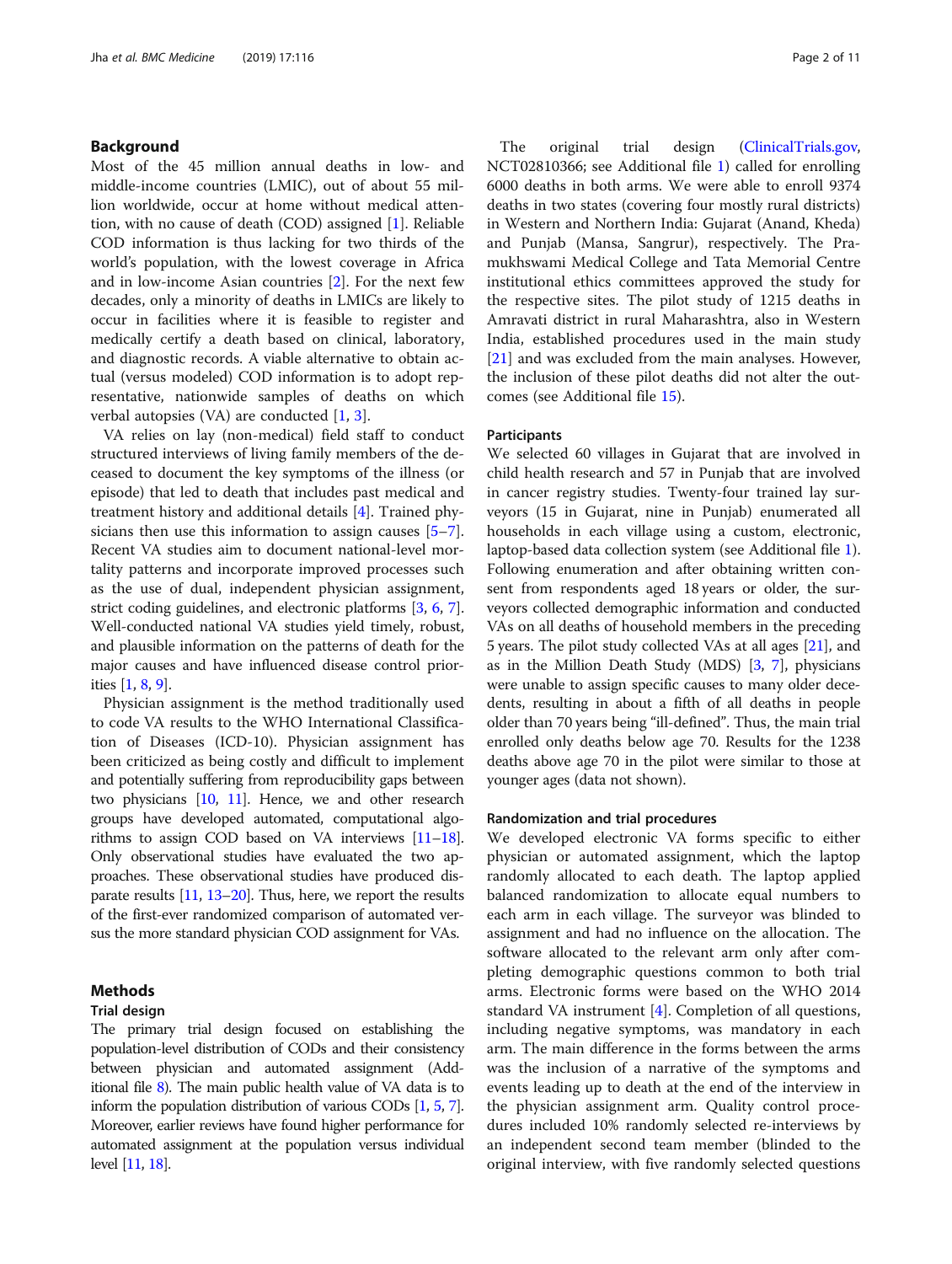## Background

Most of the 45 million annual deaths in low- and middle-income countries (LMIC), out of about 55 million worldwide, occur at home without medical attention, with no cause of death (COD) assigned [1]. Reliable COD information is thus lacking for two thirds of the world's population, with the lowest coverage in Africa and in low-income Asian countries [2]. For the next few decades, only a minority of deaths in LMICs are likely to occur in facilities where it is feasible to register and medically certify a death based on clinical, laboratory, and diagnostic records. A viable alternative to obtain actual (versus modeled) COD information is to adopt representative, nationwide samples of deaths on which verbal autopsies (VA) are conducted [1, 3].

VA relies on lay (non-medical) field staff to conduct structured interviews of living family members of the deceased to document the key symptoms of the illness (or episode) that led to death that includes past medical and treatment history and additional details [4]. Trained physicians then use this information to assign causes [5–7]. Recent VA studies aim to document national-level mortality patterns and incorporate improved processes such as the use of dual, independent physician assignment, strict coding guidelines, and electronic platforms [3, 6, 7]. Well-conducted national VA studies yield timely, robust, and plausible information on the patterns of death for the major causes and have influenced disease control priorities [1, 8, 9].

Physician assignment is the method traditionally used to code VA results to the WHO International Classification of Diseases (ICD-10). Physician assignment has been criticized as being costly and difficult to implement and potentially suffering from reproducibility gaps between two physicians [10, 11]. Hence, we and other research groups have developed automated, computational algorithms to assign COD based on VA interviews [11–18]. Only observational studies have evaluated the two approaches. These observational studies have produced disparate results [11, 13–20]. Thus, here, we report the results of the first-ever randomized comparison of automated versus the more standard physician COD assignment for VAs.

## Methods

### Trial design

The primary trial design focused on establishing the population-level distribution of CODs and their consistency between physician and automated assignment (Additional file 8). The main public health value of VA data is to inform the population distribution of various CODs [1, 5, 7]. Moreover, earlier reviews have found higher performance for automated assignment at the population versus individual level [11, 18].

The original trial design (ClinicalTrials.gov, NCT02810366; see Additional file 1) called for enrolling 6000 deaths in both arms. We were able to enroll 9374 deaths in two states (covering four mostly rural districts) in Western and Northern India: Gujarat (Anand, Kheda) and Punjab (Mansa, Sangrur), respectively. The Pramukhswami Medical College and Tata Memorial Centre institutional ethics committees approved the study for the respective sites. The pilot study of 1215 deaths in Amravati district in rural Maharashtra, also in Western India, established procedures used in the main study [21] and was excluded from the main analyses. However, the inclusion of these pilot deaths did not alter the outcomes (see Additional file 15).

### Participants

We selected 60 villages in Gujarat that are involved in child health research and 57 in Punjab that are involved in cancer registry studies. Twenty-four trained lay surveyors (15 in Gujarat, nine in Punjab) enumerated all households in each village using a custom, electronic, laptop-based data collection system (see Additional file 1). Following enumeration and after obtaining written consent from respondents aged 18 years or older, the surveyors collected demographic information and conducted VAs on all deaths of household members in the preceding 5 years. The pilot study collected VAs at all ages [21], and as in the Million Death Study (MDS) [3, 7], physicians were unable to assign specific causes to many older decedents, resulting in about a fifth of all deaths in people older than 70 years being "ill-defined". Thus, the main trial enrolled only deaths below age 70. Results for the 1238 deaths above age 70 in the pilot were similar to those at younger ages (data not shown).

### Randomization and trial procedures

We developed electronic VA forms specific to either physician or automated assignment, which the laptop randomly allocated to each death. The laptop applied balanced randomization to allocate equal numbers to each arm in each village. The surveyor was blinded to assignment and had no influence on the allocation. The software allocated to the relevant arm only after completing demographic questions common to both trial arms. Electronic forms were based on the WHO 2014 standard VA instrument [4]. Completion of all questions, including negative symptoms, was mandatory in each arm. The main difference in the forms between the arms was the inclusion of a narrative of the symptoms and events leading up to death at the end of the interview in the physician assignment arm. Quality control procedures included 10% randomly selected re-interviews by an independent second team member (blinded to the original interview, with five randomly selected questions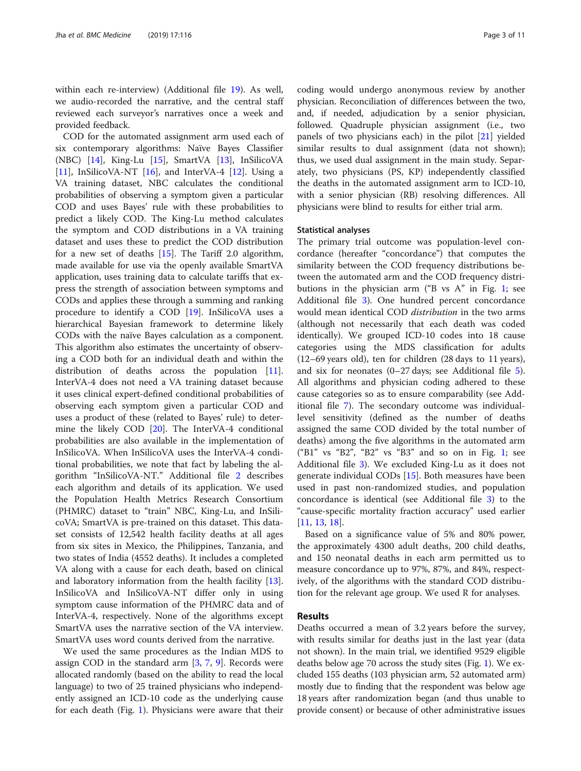within each re-interview) (Additional file 19). As well, we audio-recorded the narrative, and the central staff reviewed each surveyor's narratives once a week and provided feedback.

COD for the automated assignment arm used each of six contemporary algorithms: Naïve Bayes Classifier (NBC) [14], King-Lu [15], SmartVA [13], InSilicoVA [11], InSilicoVA-NT [16], and InterVA-4 [12]. Using a VA training dataset, NBC calculates the conditional probabilities of observing a symptom given a particular COD and uses Bayes' rule with these probabilities to predict a likely COD. The King-Lu method calculates the symptom and COD distributions in a VA training dataset and uses these to predict the COD distribution for a new set of deaths [15]. The Tariff 2.0 algorithm, made available for use via the openly available SmartVA application, uses training data to calculate tariffs that express the strength of association between symptoms and CODs and applies these through a summing and ranking procedure to identify a COD [19]. InSilicoVA uses a hierarchical Bayesian framework to determine likely CODs with the naïve Bayes calculation as a component. This algorithm also estimates the uncertainty of observing a COD both for an individual death and within the distribution of deaths across the population [11]. InterVA-4 does not need a VA training dataset because it uses clinical expert-defined conditional probabilities of observing each symptom given a particular COD and uses a product of these (related to Bayes' rule) to determine the likely COD [20]. The InterVA-4 conditional probabilities are also available in the implementation of InSilicoVA. When InSilicoVA uses the InterVA-4 conditional probabilities, we note that fact by labeling the algorithm "InSilicoVA-NT." Additional file 2 describes each algorithm and details of its application. We used the Population Health Metrics Research Consortium (PHMRC) dataset to "train" NBC, King-Lu, and InSilicoVA; SmartVA is pre-trained on this dataset. This dataset consists of 12,542 health facility deaths at all ages from six sites in Mexico, the Philippines, Tanzania, and two states of India (4552 deaths). It includes a completed VA along with a cause for each death, based on clinical and laboratory information from the health facility [13]. InSilicoVA and InSilicoVA-NT differ only in using symptom cause information of the PHMRC data and of InterVA-4, respectively. None of the algorithms except SmartVA uses the narrative section of the VA interview. SmartVA uses word counts derived from the narrative.

We used the same procedures as the Indian MDS to assign COD in the standard arm [3, 7, 9]. Records were allocated randomly (based on the ability to read the local language) to two of 25 trained physicians who independently assigned an ICD-10 code as the underlying cause for each death (Fig. 1). Physicians were aware that their coding would undergo anonymous review by another physician. Reconciliation of differences between the two, and, if needed, adjudication by a senior physician, followed. Quadruple physician assignment (i.e., two panels of two physicians each) in the pilot [21] yielded similar results to dual assignment (data not shown); thus, we used dual assignment in the main study. Separately, two physicians (PS, KP) independently classified the deaths in the automated assignment arm to ICD-10, with a senior physician (RB) resolving differences. All physicians were blind to results for either trial arm.

### Statistical analyses

The primary trial outcome was population-level concordance (hereafter "concordance") that computes the similarity between the COD frequency distributions between the automated arm and the COD frequency distributions in the physician arm ("B vs A" in Fig. 1; see Additional file 3). One hundred percent concordance would mean identical COD *distribution* in the two arms (although not necessarily that each death was coded identically). We grouped ICD-10 codes into 18 cause categories using the MDS classification for adults (12–69 years old), ten for children (28 days to 11 years), and six for neonates (0–27 days; see Additional file 5). All algorithms and physician coding adhered to these cause categories so as to ensure comparability (see Additional file 7). The secondary outcome was individual-level sensitivity (defined as the number of deaths assigned the same COD divided by the total number of deaths) among the five algorithms in the automated arm ("B1" vs "B2", "B2" vs "B3" and so on in Fig. 1; see Additional file 3). We excluded King-Lu as it does not generate individual CODs [15]. Both measures have been used in past non-randomized studies, and population concordance is identical (see Additional file 3) to the "cause-specific mortality fraction accuracy" used earlier [11, 13, 18].

Based on a significance value of 5% and 80% power, the approximately 4300 adult deaths, 200 child deaths, and 150 neonatal deaths in each arm permitted us to measure concordance up to 97%, 87%, and 84%, respectively, of the algorithms with the standard COD distribution for the relevant age group. We used R for analyses.

## Results

Deaths occurred a mean of 3.2 years before the survey, with results similar for deaths just in the last year (data not shown). In the main trial, we identified 9529 eligible deaths below age 70 across the study sites (Fig. 1). We excluded 155 deaths (103 physician arm, 52 automated arm) mostly due to finding that the respondent was below age 18 years after randomization began (and thus unable to provide consent) or because of other administrative issues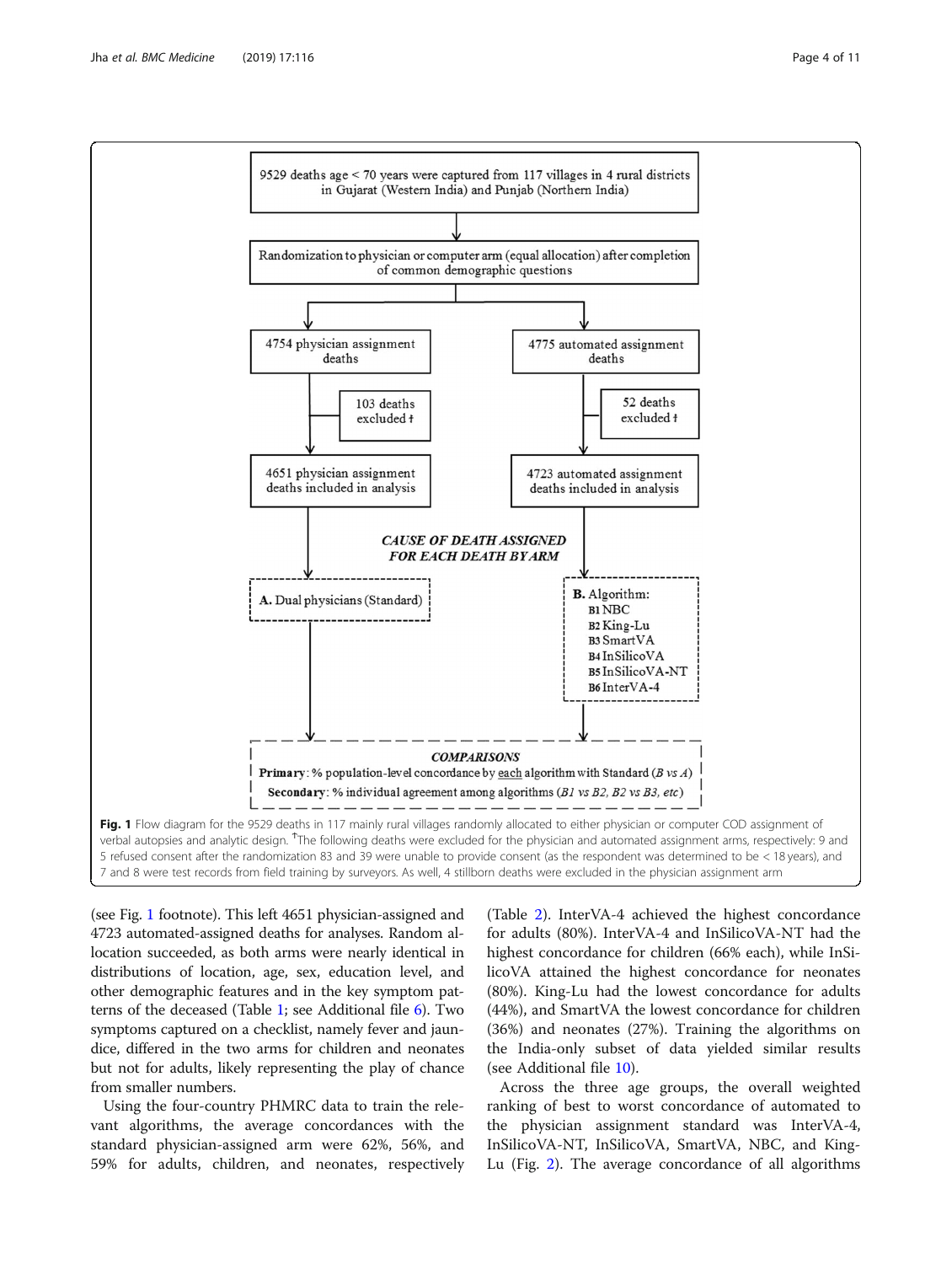9529 deaths age < 70 years were captured from 117 villages in 4 rural districts in Gujarat (Western India) and Punjab (Northern India)

Randomization to physician or computer arm (equal allocation) after completion of common demographic questions

4754 physician assignment deaths

103 deaths excluded †

4651 physician assignment deaths included in analysis

4775 automated assignment deaths

52 deaths excluded †

4723 automated assignment deaths included in analysis

***CAUSE OF DEATH ASSIGNED FOR EACH DEATH BY ARM***

**A.** Dual physicians (Standard)

**B.** Algorithm:
- **B1** NBC
- **B2** King-Lu
- **B3** SmartVA
- **B4** InSilicoVA
- **B5** InSilicoVA-NT
- **B6** InterVA-4

***COMPARISONS***

**Primary**: % population-level concordance by each algorithm with Standard (*B vs A*)

**Secondary**: % individual agreement among algorithms (*B1 vs B2, B2 vs B3, etc*)

**Fig. 1** Flow diagram for the 9529 deaths in 117 mainly rural villages randomly allocated to either physician or computer COD assignment of verbal autopsies and analytic design. †The following deaths were excluded for the physician and automated assignment arms, respectively: 9 and 5 refused consent after the randomization 83 and 39 were unable to provide consent (as the respondent was determined to be < 18 years), and 7 and 8 were test records from field training by surveyors. As well, 4 stillborn deaths were excluded in the physician assignment arm

(see Fig. 1 footnote). This left 4651 physician-assigned and 4723 automated-assigned deaths for analyses. Random allocation succeeded, as both arms were nearly identical in distributions of location, age, sex, education level, and other demographic features and in the key symptom patterns of the deceased (Table 1; see Additional file 6). Two symptoms captured on a checklist, namely fever and jaundice, differed in the two arms for children and neonates but not for adults, likely representing the play of chance from smaller numbers.

Using the four-country PHMRC data to train the relevant algorithms, the average concordances with the standard physician-assigned arm were 62%, 56%, and 59% for adults, children, and neonates, respectively (Table 2). InterVA-4 achieved the highest concordance for adults (80%). InterVA-4 and InSilicoVA-NT had the highest concordance for children (66% each), while InSilicoVA attained the highest concordance for neonates (80%). King-Lu had the lowest concordance for adults (44%), and SmartVA the lowest concordance for children (36%) and neonates (27%). Training the algorithms on the India-only subset of data yielded similar results (see Additional file 10).

Across the three age groups, the overall weighted ranking of best to worst concordance of automated to the physician assignment standard was InterVA-4, InSilicoVA-NT, InSilicoVA, SmartVA, NBC, and King-Lu (Fig. 2). The average concordance of all algorithms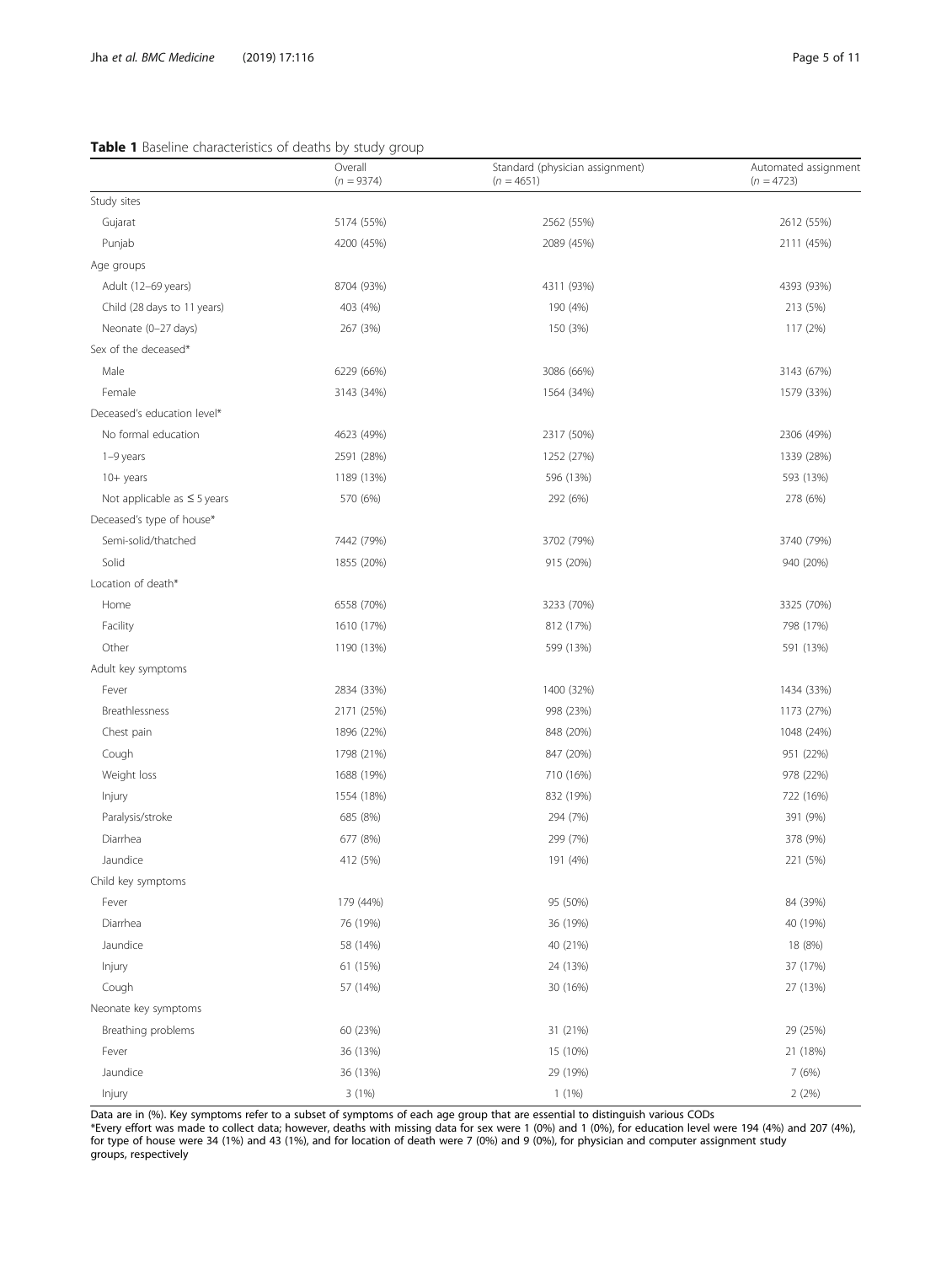**Table 1** Baseline characteristics of deaths by study group

| | Overall (*n* = 9374) | Standard (physician assignment) (*n* = 4651) | Automated assignment (*n* = 4723) |
|---|---|---|---|
| Study sites | | | |
| Gujarat | 5174 (55%) | 2562 (55%) | 2612 (55%) |
| Punjab | 4200 (45%) | 2089 (45%) | 2111 (45%) |
| Age groups | | | |
| Adult (12–69 years) | 8704 (93%) | 4311 (93%) | 4393 (93%) |
| Child (28 days to 11 years) | 403 (4%) | 190 (4%) | 213 (5%) |
| Neonate (0–27 days) | 267 (3%) | 150 (3%) | 117 (2%) |
| Sex of the deceased* | | | |
| Male | 6229 (66%) | 3086 (66%) | 3143 (67%) |
| Female | 3143 (34%) | 1564 (34%) | 1579 (33%) |
| Deceased's education level* | | | |
| No formal education | 4623 (49%) | 2317 (50%) | 2306 (49%) |
| 1–9 years | 2591 (28%) | 1252 (27%) | 1339 (28%) |
| 10+ years | 1189 (13%) | 596 (13%) | 593 (13%) |
| Not applicable as ≤ 5 years | 570 (6%) | 292 (6%) | 278 (6%) |
| Deceased's type of house* | | | |
| Semi-solid/thatched | 7442 (79%) | 3702 (79%) | 3740 (79%) |
| Solid | 1855 (20%) | 915 (20%) | 940 (20%) |
| Location of death* | | | |
| Home | 6558 (70%) | 3233 (70%) | 3325 (70%) |
| Facility | 1610 (17%) | 812 (17%) | 798 (17%) |
| Other | 1190 (13%) | 599 (13%) | 591 (13%) |
| Adult key symptoms | | | |
| Fever | 2834 (33%) | 1400 (32%) | 1434 (33%) |
| Breathlessness | 2171 (25%) | 998 (23%) | 1173 (27%) |
| Chest pain | 1896 (22%) | 848 (20%) | 1048 (24%) |
| Cough | 1798 (21%) | 847 (20%) | 951 (22%) |
| Weight loss | 1688 (19%) | 710 (16%) | 978 (22%) |
| Injury | 1554 (18%) | 832 (19%) | 722 (16%) |
| Paralysis/stroke | 685 (8%) | 294 (7%) | 391 (9%) |
| Diarrhea | 677 (8%) | 299 (7%) | 378 (9%) |
| Jaundice | 412 (5%) | 191 (4%) | 221 (5%) |
| Child key symptoms | | | |
| Fever | 179 (44%) | 95 (50%) | 84 (39%) |
| Diarrhea | 76 (19%) | 36 (19%) | 40 (19%) |
| Jaundice | 58 (14%) | 40 (21%) | 18 (8%) |
| Injury | 61 (15%) | 24 (13%) | 37 (17%) |
| Cough | 57 (14%) | 30 (16%) | 27 (13%) |
| Neonate key symptoms | | | |
| Breathing problems | 60 (23%) | 31 (21%) | 29 (25%) |
| Fever | 36 (13%) | 15 (10%) | 21 (18%) |
| Jaundice | 36 (13%) | 29 (19%) | 7 (6%) |
| Injury | 3 (1%) | 1 (1%) | 2 (2%) |

Data are in (%). Key symptoms refer to a subset of symptoms of each age group that are essential to distinguish various CODs

*Every effort was made to collect data; however, deaths with missing data for sex were 1 (0%) and 1 (0%), for education level were 194 (4%) and 207 (4%), for type of house were 34 (1%) and 43 (1%), and for location of death were 7 (0%) and 9 (0%), for physician and computer assignment study groups, respectively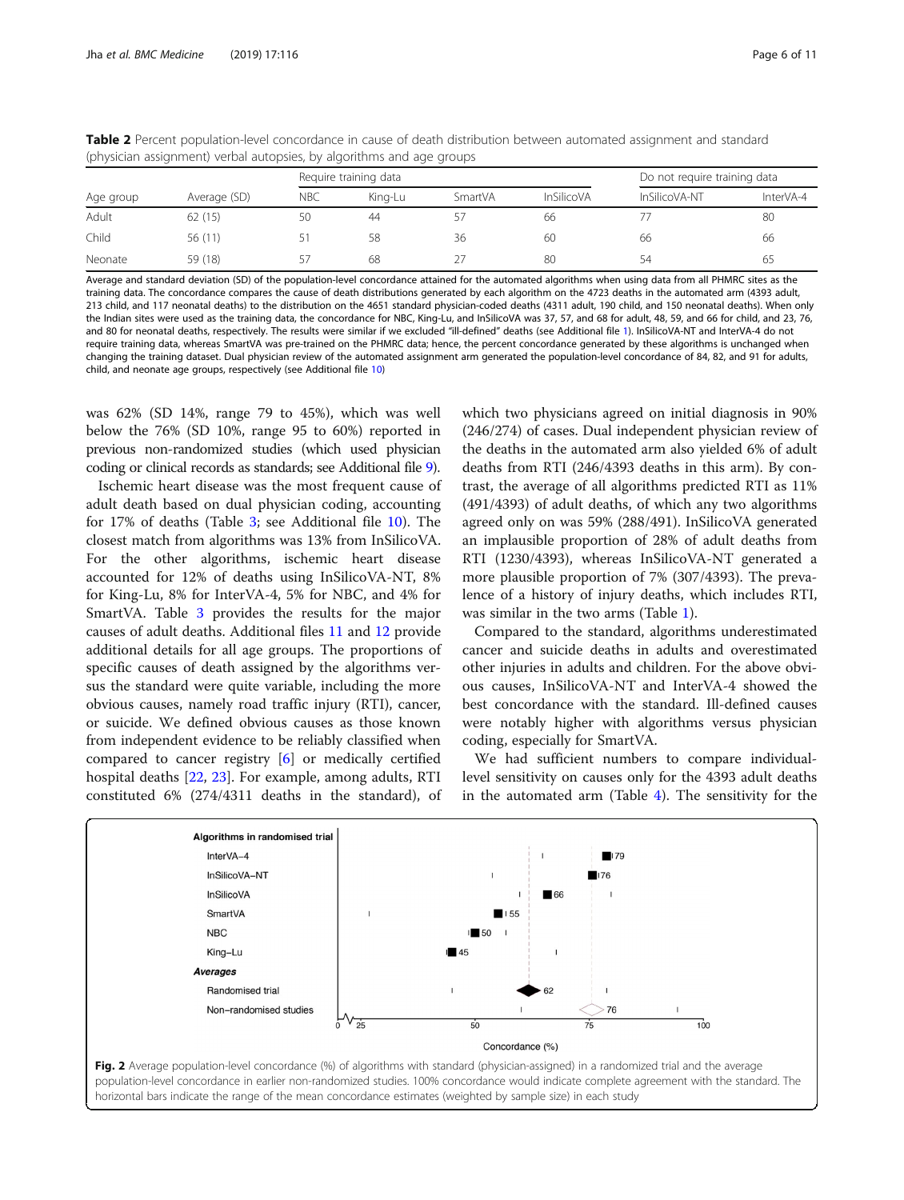**Table 2** Percent population-level concordance in cause of death distribution between automated assignment and standard (physician assignment) verbal autopsies, by algorithms and age groups

| Age group | Average (SD) | Require training data | | | | Do not require training data | |
|---|---|---|---|---|---|---|---|
| | | NBC | King-Lu | SmartVA | InSilicoVA | InSilicoVA-NT | InterVA-4 |
| Adult | 62 (15) | 50 | 44 | 57 | 66 | 77 | 80 |
| Child | 56 (11) | 51 | 58 | 36 | 60 | 66 | 66 |
| Neonate | 59 (18) | 57 | 68 | 27 | 80 | 54 | 65 |

Average and standard deviation (SD) of the population-level concordance attained for the automated algorithms when using data from all PHMRC sites as the training data. The concordance compares the cause of death distributions generated by each algorithm on the 4723 deaths in the automated arm (4393 adult, 213 child, and 117 neonatal deaths) to the distribution on the 4651 standard physician-coded deaths (4311 adult, 190 child, and 150 neonatal deaths). When only the Indian sites were used as the training data, the concordance for NBC, King-Lu, and InSilicoVA was 37, 57, and 68 for adult, 48, 59, and 66 for child, and 23, 76, and 80 for neonatal deaths, respectively. The results were similar if we excluded "ill-defined" deaths (see Additional file 1). InSilicoVA-NT and InterVA-4 do not require training data, whereas SmartVA was pre-trained on the PHMRC data; hence, the percent concordance generated by these algorithms is unchanged when changing the training dataset. Dual physician review of the automated assignment arm generated the population-level concordance of 84, 82, and 91 for adults, child, and neonate age groups, respectively (see Additional file 10)

was 62% (SD 14%, range 79 to 45%), which was well below the 76% (SD 10%, range 95 to 60%) reported in previous non-randomized studies (which used physician coding or clinical records as standards; see Additional file 9).

Ischemic heart disease was the most frequent cause of adult death based on dual physician coding, accounting for 17% of deaths (Table 3; see Additional file 10). The closest match from algorithms was 13% from InSilicoVA. For the other algorithms, ischemic heart disease accounted for 12% of deaths using InSilicoVA-NT, 8% for King-Lu, 8% for InterVA-4, 5% for NBC, and 4% for SmartVA. Table 3 provides the results for the major causes of adult deaths. Additional files 11 and 12 provide additional details for all age groups. The proportions of specific causes of death assigned by the algorithms versus the standard were quite variable, including the more obvious causes, namely road traffic injury (RTI), cancer, or suicide. We defined obvious causes as those known from independent evidence to be reliably classified when compared to cancer registry [6] or medically certified hospital deaths [22, 23]. For example, among adults, RTI constituted 6% (274/4311 deaths in the standard), of which two physicians agreed on initial diagnosis in 90% (246/274) of cases. Dual independent physician review of the deaths in the automated arm also yielded 6% of adult deaths from RTI (246/4393 deaths in this arm). By contrast, the average of all algorithms predicted RTI as 11% (491/4393) of adult deaths, of which any two algorithms agreed only on was 59% (288/491). InSilicoVA generated an implausible proportion of 28% of adult deaths from RTI (1230/4393), whereas InSilicoVA-NT generated a more plausible proportion of 7% (307/4393). The prevalence of a history of injury deaths, which includes RTI, was similar in the two arms (Table 1).

Compared to the standard, algorithms underestimated cancer and suicide deaths in adults and overestimated other injuries in adults and children. For the above obvious causes, InSilicoVA-NT and InterVA-4 showed the best concordance with the standard. Ill-defined causes were notably higher with algorithms versus physician coding, especially for SmartVA.

We had sufficient numbers to compare individual-level sensitivity on causes only for the 4393 adult deaths in the automated arm (Table 4). The sensitivity for the

**Fig. 2** Average population-level concordance (%) of algorithms with standard (physician-assigned) in a randomized trial and the average population-level concordance in earlier non-randomized studies. 100% concordance would indicate complete agreement with the standard. The horizontal bars indicate the range of the mean concordance estimates (weighted by sample size) in each study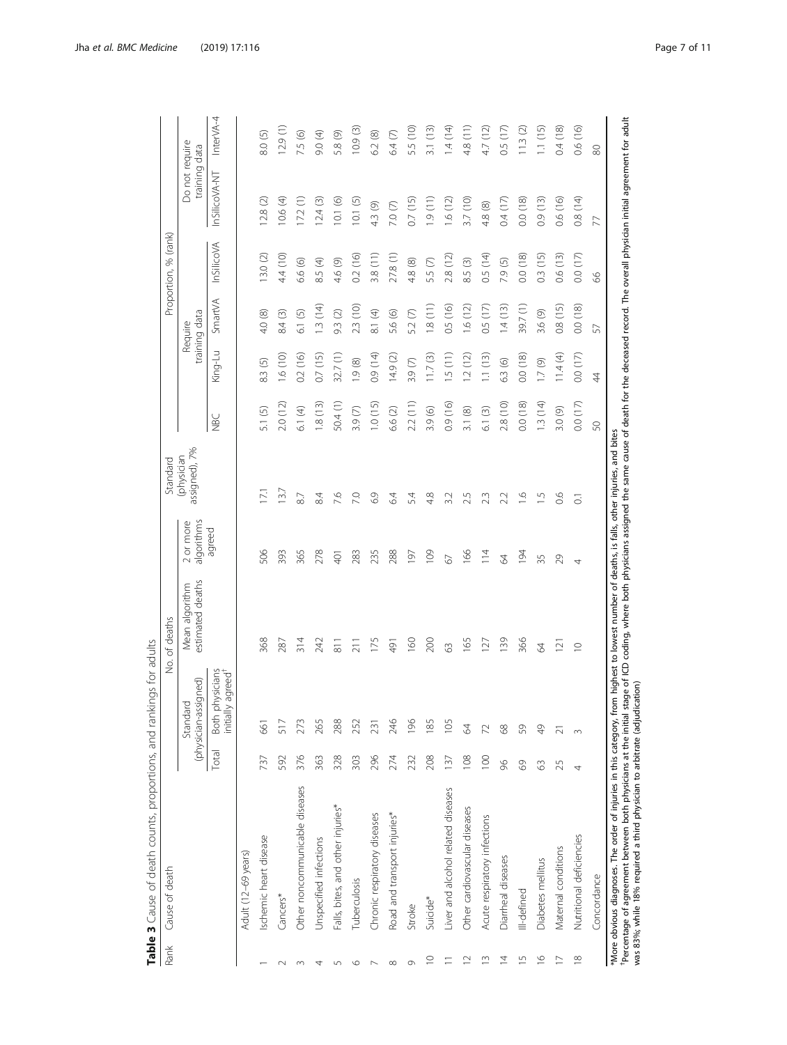**Table 3** Cause of death counts, proportions, and rankings for adults

| Rank | Cause of death | No. of deaths | | | | Standard (physician assigned), % | Proportion, % (rank) | | | | | |
|---|---|---|---|---|---|---|---|---|---|---|---|---|
| | | Standard (physician-assigned) | | Mean algorithm estimated deaths | 2 or more algorithms agreed | | Require training data | | | | Do not require training data | |
| | | Total | Both physicians initially agreed[†] | | | | NBC | King-Lu | SmartVA | InSilicoVA | InSilicoVA-NT | InterVA-4 |
| | Adult (12–69 years) | | | | | | | | | | | |
| 1 | Ischemic heart disease | 737 | 661 | 368 | 506 | 17.1 | 5.1 (5) | 8.3 (5) | 4.0 (8) | 13.0 (2) | 12.8 (2) | 8.0 (5) |
| 2 | Cancers* | 592 | 517 | 287 | 393 | 13.7 | 2.0 (12) | 1.6 (10) | 8.4 (3) | 4.4 (10) | 10.6 (4) | 12.9 (1) |
| 3 | Other noncommunicable diseases | 376 | 273 | 314 | 365 | 8.7 | 6.1 (4) | 0.2 (16) | 6.1 (5) | 6.6 (6) | 17.2 (1) | 7.5 (6) |
| 4 | Unspecified infections | 363 | 265 | 242 | 278 | 8.4 | 1.8 (13) | 0.7 (15) | 1.3 (14) | 8.5 (4) | 12.4 (3) | 9.0 (4) |
| 5 | Falls, bites, and other injuries* | 328 | 288 | 811 | 401 | 7.6 | 50.4 (1) | 32.7 (1) | 9.3 (2) | 4.6 (9) | 10.1 (6) | 5.8 (9) |
| 6 | Tuberculosis | 303 | 252 | 211 | 283 | 7.0 | 3.9 (7) | 1.9 (8) | 2.3 (10) | 0.2 (16) | 10.1 (5) | 10.9 (3) |
| 7 | Chronic respiratory diseases | 296 | 231 | 175 | 235 | 6.9 | 1.0 (15) | 0.9 (14) | 8.1 (4) | 3.8 (11) | 4.3 (9) | 6.2 (8) |
| 8 | Road and transport injuries* | 274 | 246 | 491 | 288 | 6.4 | 6.6 (2) | 14.9 (2) | 5.6 (6) | 27.8 (1) | 7.0 (7) | 6.4 (7) |
| 9 | Stroke | 232 | 196 | 160 | 197 | 5.4 | 2.2 (11) | 3.9 (7) | 5.2 (7) | 4.8 (8) | 0.7 (15) | 5.5 (10) |
| 10 | Suicide* | 208 | 185 | 200 | 109 | 4.8 | 3.9 (6) | 11.7 (3) | 1.8 (11) | 5.5 (7) | 1.9 (11) | 3.1 (13) |
| 11 | Liver and alcohol related diseases | 137 | 105 | 63 | 67 | 3.2 | 0.9 (16) | 1.5 (11) | 0.5 (16) | 2.8 (12) | 1.6 (12) | 1.4 (14) |
| 12 | Other cardiovascular diseases | 108 | 64 | 165 | 166 | 2.5 | 3.1 (8) | 1.2 (12) | 1.6 (12) | 8.5 (3) | 3.7 (10) | 4.8 (11) |
| 13 | Acute respiratory infections | 100 | 72 | 127 | 114 | 2.3 | 6.1 (3) | 1.1 (13) | 0.5 (17) | 0.5 (14) | 4.8 (8) | 4.7 (12) |
| 14 | Diarrheal diseases | 96 | 68 | 139 | 64 | 2.2 | 2.8 (10) | 6.3 (6) | 1.4 (13) | 7.9 (5) | 0.4 (17) | 0.5 (17) |
| 15 | Ill-defined | 69 | 59 | 366 | 194 | 1.6 | 0.0 (18) | 0.0 (18) | 39.7 (1) | 0.0 (18) | 0.0 (18) | 11.3 (2) |
| 16 | Diabetes mellitus | 63 | 49 | 64 | 35 | 1.5 | 1.3 (14) | 1.7 (9) | 3.6 (9) | 0.3 (15) | 0.9 (13) | 1.1 (15) |
| 17 | Maternal conditions | 25 | 21 | 121 | 29 | 0.6 | 3.0 (9) | 11.4 (4) | 0.8 (15) | 0.6 (13) | 0.6 (16) | 0.4 (18) |
| 18 | Nutritional deficiencies | 4 | 3 | 10 | 4 | 0.1 | 0.0 (17) | 0.0 (17) | 0.0 (18) | 0.0 (17) | 0.8 (14) | 0.6 (16) |
| | Concordance | | | | | | 50 | 44 | 57 | 66 | 77 | 80 |

*More obvious diagnoses. The order of injuries in this category, from highest to lowest number of deaths, is falls, other injuries, and bites

[†]Percentage of agreement between both physicians at the initial stage of ICD coding, where both physicians assigned the same cause of death for the deceased record. The overall physician initial agreement for adult was 83%, while 18% required a third physician to arbitrate (adjudication)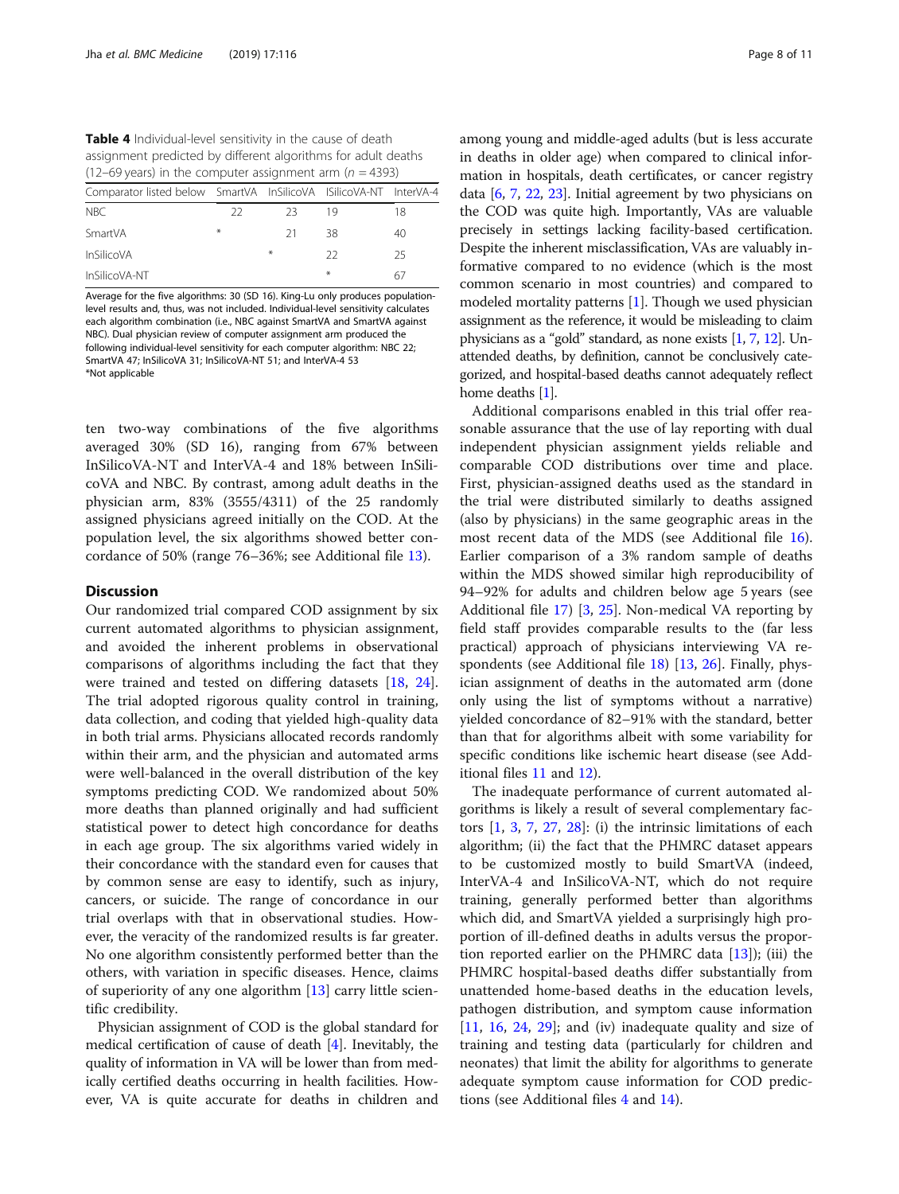**Table 4** Individual-level sensitivity in the cause of death assignment predicted by different algorithms for adult deaths (12–69 years) in the computer assignment arm ($n$ = 4393)

| Comparator listed below | SmartVA | InSilicoVA | ISilicoVA-NT | InterVA-4 |
|---|---|---|---|---|
| NBC | 22 | 23 | 19 | 18 |
| SmartVA | * | 21 | 38 | 40 |
| InSilicoVA | | * | 22 | 25 |
| InSilicoVA-NT | | | * | 67 |

Average for the five algorithms: 30 (SD 16). King-Lu only produces population-level results and, thus, was not included. Individual-level sensitivity calculates each algorithm combination (i.e., NBC against SmartVA and SmartVA against NBC). Dual physician review of computer assignment arm produced the following individual-level sensitivity for each computer algorithm: NBC 22; SmartVA 47; InSilicoVA 31; InSilicoVA-NT 51; and InterVA-4 53
*Not applicable

ten two-way combinations of the five algorithms averaged 30% (SD 16), ranging from 67% between InSilicoVA-NT and InterVA-4 and 18% between InSilicoVA and NBC. By contrast, among adult deaths in the physician arm, 83% (3555/4311) of the 25 randomly assigned physicians agreed initially on the COD. At the population level, the six algorithms showed better concordance of 50% (range 76–36%; see Additional file 13).

## Discussion

Our randomized trial compared COD assignment by six current automated algorithms to physician assignment, and avoided the inherent problems in observational comparisons of algorithms including the fact that they were trained and tested on differing datasets [18, 24]. The trial adopted rigorous quality control in training, data collection, and coding that yielded high-quality data in both trial arms. Physicians allocated records randomly within their arm, and the physician and automated arms were well-balanced in the overall distribution of the key symptoms predicting COD. We randomized about 50% more deaths than planned originally and had sufficient statistical power to detect high concordance for deaths in each age group. The six algorithms varied widely in their concordance with the standard even for causes that by common sense are easy to identify, such as injury, cancers, or suicide. The range of concordance in our trial overlaps with that in observational studies. However, the veracity of the randomized results is far greater. No one algorithm consistently performed better than the others, with variation in specific diseases. Hence, claims of superiority of any one algorithm [13] carry little scientific credibility.

Physician assignment of COD is the global standard for medical certification of cause of death [4]. Inevitably, the quality of information in VA will be lower than from medically certified deaths occurring in health facilities. However, VA is quite accurate for deaths in children and among young and middle-aged adults (but is less accurate in deaths in older age) when compared to clinical information in hospitals, death certificates, or cancer registry data [6, 7, 22, 23]. Initial agreement by two physicians on the COD was quite high. Importantly, VAs are valuable precisely in settings lacking facility-based certification. Despite the inherent misclassification, VAs are valuably informative compared to no evidence (which is the most common scenario in most countries) and compared to modeled mortality patterns [1]. Though we used physician assignment as the reference, it would be misleading to claim physicians as a "gold" standard, as none exists [1, 7, 12]. Unattended deaths, by definition, cannot be conclusively categorized, and hospital-based deaths cannot adequately reflect home deaths [1].

Additional comparisons enabled in this trial offer reasonable assurance that the use of lay reporting with dual independent physician assignment yields reliable and comparable COD distributions over time and place. First, physician-assigned deaths used as the standard in the trial were distributed similarly to deaths assigned (also by physicians) in the same geographic areas in the most recent data of the MDS (see Additional file 16). Earlier comparison of a 3% random sample of deaths within the MDS showed similar high reproducibility of 94–92% for adults and children below age 5 years (see Additional file 17) [3, 25]. Non-medical VA reporting by field staff provides comparable results to the (far less practical) approach of physicians interviewing VA respondents (see Additional file 18) [13, 26]. Finally, physician assignment of deaths in the automated arm (done only using the list of symptoms without a narrative) yielded concordance of 82–91% with the standard, better than that for algorithms albeit with some variability for specific conditions like ischemic heart disease (see Additional files 11 and 12).

The inadequate performance of current automated algorithms is likely a result of several complementary factors [1, 3, 7, 27, 28]: (i) the intrinsic limitations of each algorithm; (ii) the fact that the PHMRC dataset appears to be customized mostly to build SmartVA (indeed, InterVA-4 and InSilicoVA-NT, which do not require training, generally performed better than algorithms which did, and SmartVA yielded a surprisingly high proportion of ill-defined deaths in adults versus the proportion reported earlier on the PHMRC data [13]); (iii) the PHMRC hospital-based deaths differ substantially from unattended home-based deaths in the education levels, pathogen distribution, and symptom cause information [11, 16, 24, 29]; and (iv) inadequate quality and size of training and testing data (particularly for children and neonates) that limit the ability for algorithms to generate adequate symptom cause information for COD predictions (see Additional files 4 and 14).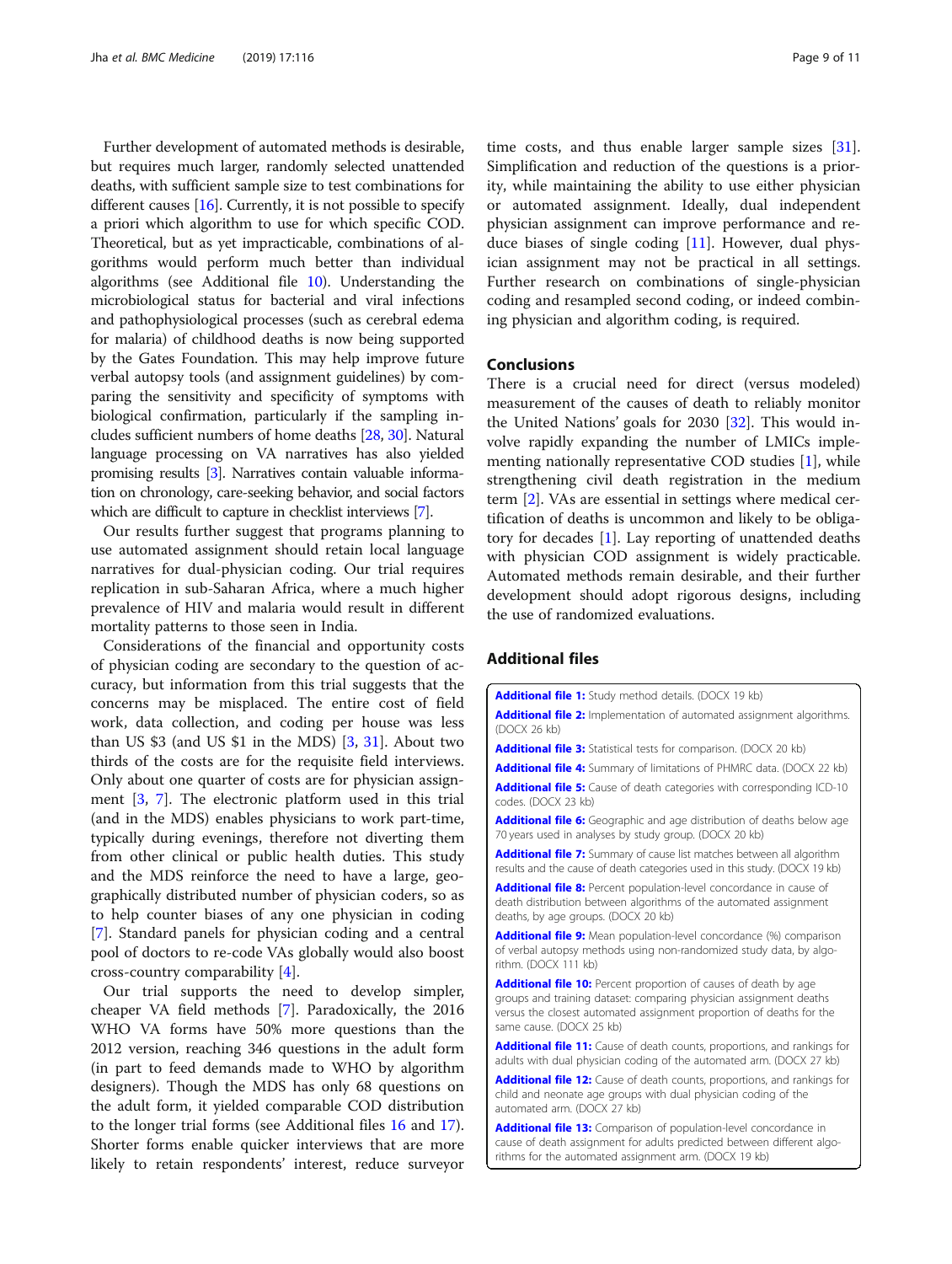Further development of automated methods is desirable, but requires much larger, randomly selected unattended deaths, with sufficient sample size to test combinations for different causes [16]. Currently, it is not possible to specify a priori which algorithm to use for which specific COD. Theoretical, but as yet impracticable, combinations of algorithms would perform much better than individual algorithms (see Additional file 10). Understanding the microbiological status for bacterial and viral infections and pathophysiological processes (such as cerebral edema for malaria) of childhood deaths is now being supported by the Gates Foundation. This may help improve future verbal autopsy tools (and assignment guidelines) by comparing the sensitivity and specificity of symptoms with biological confirmation, particularly if the sampling includes sufficient numbers of home deaths [28, 30]. Natural language processing on VA narratives has also yielded promising results [3]. Narratives contain valuable information on chronology, care-seeking behavior, and social factors which are difficult to capture in checklist interviews [7].

Our results further suggest that programs planning to use automated assignment should retain local language narratives for dual-physician coding. Our trial requires replication in sub-Saharan Africa, where a much higher prevalence of HIV and malaria would result in different mortality patterns to those seen in India.

Considerations of the financial and opportunity costs of physician coding are secondary to the question of accuracy, but information from this trial suggests that the concerns may be misplaced. The entire cost of field work, data collection, and coding per house was less than US $3 (and US $1 in the MDS) [3, 31]. About two thirds of the costs are for the requisite field interviews. Only about one quarter of costs are for physician assignment [3, 7]. The electronic platform used in this trial (and in the MDS) enables physicians to work part-time, typically during evenings, therefore not diverting them from other clinical or public health duties. This study and the MDS reinforce the need to have a large, geographically distributed number of physician coders, so as to help counter biases of any one physician in coding [7]. Standard panels for physician coding and a central pool of doctors to re-code VAs globally would also boost cross-country comparability [4].

Our trial supports the need to develop simpler, cheaper VA field methods [7]. Paradoxically, the 2016 WHO VA forms have 50% more questions than the 2012 version, reaching 346 questions in the adult form (in part to feed demands made to WHO by algorithm designers). Though the MDS has only 68 questions on the adult form, it yielded comparable COD distribution to the longer trial forms (see Additional files 16 and 17). Shorter forms enable quicker interviews that are more likely to retain respondents' interest, reduce surveyor time costs, and thus enable larger sample sizes [31]. Simplification and reduction of the questions is a priority, while maintaining the ability to use either physician or automated assignment. Ideally, dual independent physician assignment can improve performance and reduce biases of single coding [11]. However, dual physician assignment may not be practical in all settings. Further research on combinations of single-physician coding and resampled second coding, or indeed combining physician and algorithm coding, is required.

## Conclusions

There is a crucial need for direct (versus modeled) measurement of the causes of death to reliably monitor the United Nations' goals for 2030 [32]. This would involve rapidly expanding the number of LMICs implementing nationally representative COD studies [1], while strengthening civil death registration in the medium term [2]. VAs are essential in settings where medical certification of deaths is uncommon and likely to be obligatory for decades [1]. Lay reporting of unattended deaths with physician COD assignment is widely practicable. Automated methods remain desirable, and their further development should adopt rigorous designs, including the use of randomized evaluations.

## Additional files

**Additional file 1:** Study method details. (DOCX 19 kb)

**Additional file 2:** Implementation of automated assignment algorithms. (DOCX 26 kb)

**Additional file 3:** Statistical tests for comparison. (DOCX 20 kb)

**Additional file 4:** Summary of limitations of PHMRC data. (DOCX 22 kb)

**Additional file 5:** Cause of death categories with corresponding ICD-10 codes. (DOCX 23 kb)

**Additional file 6:** Geographic and age distribution of deaths below age 70 years used in analyses by study group. (DOCX 20 kb)

**Additional file 7:** Summary of cause list matches between all algorithm results and the cause of death categories used in this study. (DOCX 19 kb)

**Additional file 8:** Percent population-level concordance in cause of death distribution between algorithms of the automated assignment deaths, by age groups. (DOCX 20 kb)

**Additional file 9:** Mean population-level concordance (%) comparison of verbal autopsy methods using non-randomized study data, by algorithm. (DOCX 111 kb)

**Additional file 10:** Percent proportion of causes of death by age groups and training dataset: comparing physician assignment deaths versus the closest automated assignment proportion of deaths for the same cause. (DOCX 25 kb)

**Additional file 11:** Cause of death counts, proportions, and rankings for adults with dual physician coding of the automated arm. (DOCX 27 kb)

**Additional file 12:** Cause of death counts, proportions, and rankings for child and neonate age groups with dual physician coding of the automated arm. (DOCX 27 kb)

**Additional file 13:** Comparison of population-level concordance in cause of death assignment for adults predicted between different algorithms for the automated assignment arm. (DOCX 19 kb)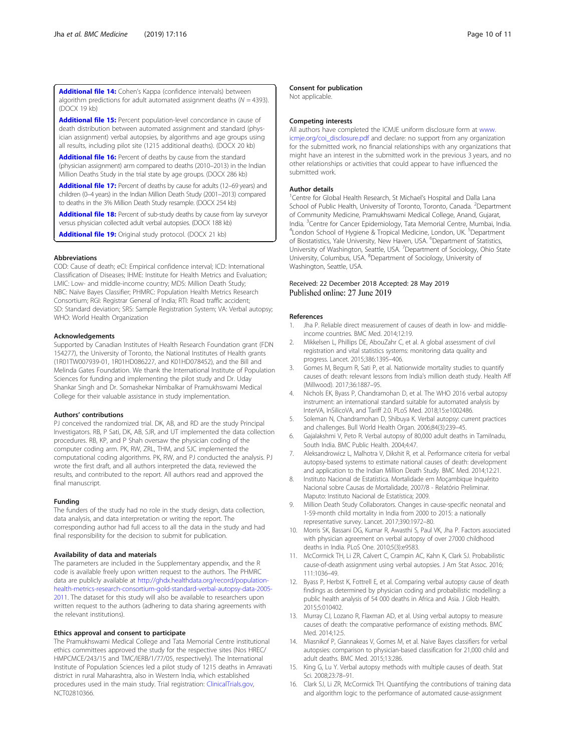**Additional file 14:** Cohen's Kappa (confidence intervals) between algorithm predictions for adult automated assignment deaths (N = 4393). (DOCX 19 kb)

**Additional file 15:** Percent population-level concordance in cause of death distribution between automated assignment and standard (physician assignment) verbal autopsies, by algorithms and age groups using all results, including pilot site (1215 additional deaths). (DOCX 20 kb)

**Additional file 16:** Percent of deaths by cause from the standard (physician assignment) arm compared to deaths (2010–2013) in the Indian Million Deaths Study in the trial state by age groups. (DOCX 286 kb)

**Additional file 17:** Percent of deaths by cause for adults (12–69 years) and children (0–4 years) in the Indian Million Death Study (2001–2013) compared to deaths in the 3% Million Death Study resample. (DOCX 254 kb)

**Additional file 18:** Percent of sub-study deaths by cause from lay surveyor versus physician collected adult verbal autopsies. (DOCX 188 kb)

**Additional file 19:** Original study protocol. (DOCX 21 kb)

### Abbreviations

COD: Cause of death; eCI: Empirical confidence interval; ICD: International Classification of Diseases; IHME: Institute for Health Metrics and Evaluation; LMIC: Low- and middle-income country; MDS: Million Death Study; NBC: Naïve Bayes Classifier; PHMRC: Population Health Metrics Research Consortium; RGI: Registrar General of India; RTI: Road traffic accident; SD: Standard deviation; SRS: Sample Registration System; VA: Verbal autopsy; WHO: World Health Organization

### Acknowledgements

Supported by Canadian Institutes of Health Research Foundation grant (FDN 154277), the University of Toronto, the National Institutes of Health grants (1R01TW007939-01, 1R01HD086227, and K01HD078452), and the Bill and Melinda Gates Foundation. We thank the International Institute of Population Sciences for funding and implementing the pilot study and Dr. Uday Shankar Singh and Dr. Somashekar Nimbalkar of Pramukhswami Medical College for their valuable assistance in study implementation.

### Authors' contributions

PJ conceived the randomized trial. DK, AB, and RD are the study Principal Investigators. RB, P Sati, DK, AB, SJR, and UT implemented the data collection procedures. RB, KP, and P Shah oversaw the physician coding of the computer coding arm. PK, RW, ZRL, THM, and SJC implemented the computational coding algorithms. PK, RW, and PJ conducted the analysis. PJ wrote the first draft, and all authors interpreted the data, reviewed the results, and contributed to the report. All authors read and approved the final manuscript.

### Funding

The funders of the study had no role in the study design, data collection, data analysis, and data interpretation or writing the report. The corresponding author had full access to all the data in the study and had final responsibility for the decision to submit for publication.

### Availability of data and materials

The parameters are included in the Supplementary appendix, and the R code is available freely upon written request to the authors. The PHMRC data are publicly available at http://ghdx.healthdata.org/record/population-health-metrics-research-consortium-gold-standard-verbal-autopsy-data-2005-2011. The dataset for this study will also be available to researchers upon written request to the authors (adhering to data sharing agreements with the relevant institutions).

### Ethics approval and consent to participate

The Pramukhswami Medical College and Tata Memorial Centre institutional ethics committees approved the study for the respective sites (Nos HREC/HMPCMCE/243/15 and TMC/IERB/1/77/05, respectively). The International Institute of Population Sciences led a pilot study of 1215 deaths in Amravati district in rural Maharashtra, also in Western India, which established procedures used in the main study. Trial registration: ClinicalTrials.gov, NCT02810366.

### Consent for publication

Not applicable.

### Competing interests

All authors have completed the ICMJE uniform disclosure form at www.icmje.org/coi_disclosure.pdf and declare: no support from any organization for the submitted work, no financial relationships with any organizations that might have an interest in the submitted work in the previous 3 years, and no other relationships or activities that could appear to have influenced the submitted work.

### Author details

[1]Centre for Global Health Research, St Michael's Hospital and Dalla Lana School of Public Health, University of Toronto, Toronto, Canada. [2]Department of Community Medicine, Pramukhswami Medical College, Anand, Gujarat, India. [3]Centre for Cancer Epidemiology, Tata Memorial Centre, Mumbai, India. [4]London School of Hygiene & Tropical Medicine, London, UK. [5]Department of Biostatistics, Yale University, New Haven, USA. [6]Department of Statistics, University of Washington, Seattle, USA. [7]Department of Sociology, Ohio State University, Columbus, USA. [8]Department of Sociology, University of Washington, Seattle, USA.

Received: 22 December 2018 Accepted: 28 May 2019
Published online: 27 June 2019

### References

1. Jha P. Reliable direct measurement of causes of death in low- and middle-income countries. BMC Med. 2014;12:19.
2. Mikkelsen L, Phillips DE, AbouZahr C, et al. A global assessment of civil registration and vital statistics systems: monitoring data quality and progress. Lancet. 2015;386:1395–406.
3. Gomes M, Begum R, Sati P, et al. Nationwide mortality studies to quantify causes of death: relevant lessons from India's million death study. Health Aff (Millwood). 2017;36:1887–95.
4. Nichols EK, Byass P, Chandramohan D, et al. The WHO 2016 verbal autopsy instrument: an international standard suitable for automated analysis by InterVA, InSilicoVA, and Tariff 2.0. PLoS Med. 2018;15:e1002486.
5. Soleman N, Chandramohan D, Shibuya K. Verbal autopsy: current practices and challenges. Bull World Health Organ. 2006;84(3):239–45.
6. Gajalakshmi V, Peto R. Verbal autopsy of 80,000 adult deaths in Tamilnadu, South India. BMC Public Health. 2004;4:47.
7. Aleksandrowicz L, Malhotra V, Dikshit R, et al. Performance criteria for verbal autopsy-based systems to estimate national causes of death: development and application to the Indian Million Death Study. BMC Med. 2014;12:21.
8. Instituto Nacional de Estatística. Mortalidade em Moçambique Inquérito Nacional sobre Causas de Mortalidade, 2007/8 - Relatório Preliminar. Maputo: Instituto Nacional de Estatística; 2009.
9. Million Death Study Collaborators. Changes in cause-specific neonatal and 1-59-month child mortality in India from 2000 to 2015: a nationally representative survey. Lancet. 2017;390:1972–80.
10. Morris SK, Bassani DG, Kumar R, Awasthi S, Paul VK, Jha P. Factors associated with physician agreement on verbal autopsy of over 27000 childhood deaths in India. PLoS One. 2010;5(3):e9583.
11. McCormick TH, Li ZR, Calvert C, Crampin AC, Kahn K, Clark SJ. Probabilistic cause-of-death assignment using verbal autopsies. J Am Stat Assoc. 2016;111:1036–49.
12. Byass P, Herbst K, Fottrell E, et al. Comparing verbal autopsy cause of death findings as determined by physician coding and probabilistic modelling: a public health analysis of 54 000 deaths in Africa and Asia. J Glob Health. 2015;5:010402.
13. Murray CJ, Lozano R, Flaxman AD, et al. Using verbal autopsy to measure causes of death: the comparative performance of existing methods. BMC Med. 2014;12:5.
14. Miasnikof P, Giannakeas V, Gomes M, et al. Naive Bayes classifiers for verbal autopsies: comparison to physician-based classification for 21,000 child and adult deaths. BMC Med. 2015;13:286.
15. King G, Lu Y. Verbal autopsy methods with multiple causes of death. Stat Sci. 2008;23:78–91.
16. Clark SJ, Li ZR, McCormick TH. Quantifying the contributions of training data and algorithm logic to the performance of automated cause-assignment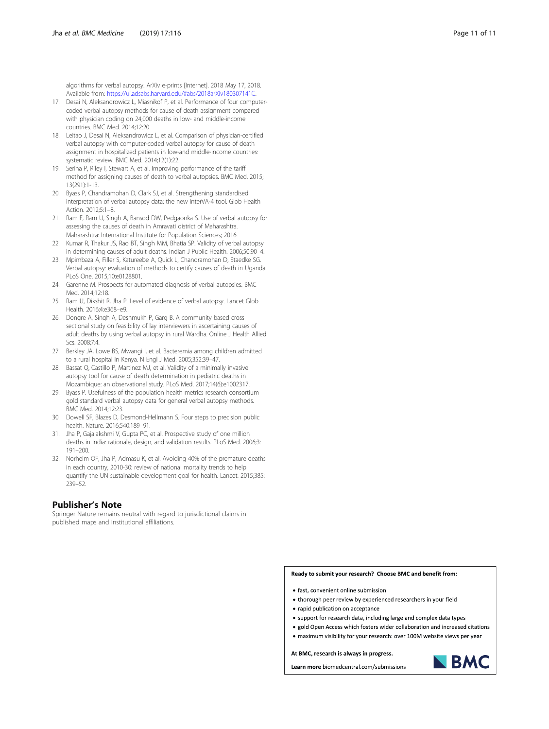algorithms for verbal autopsy. ArXiv e-prints [Internet]. 2018 May 17, 2018. Available from: https://ui.adsabs.harvard.edu/#abs/2018arXiv180307141C.

17. Desai N, Aleksandrowicz L, Miasnikof P, et al. Performance of four computer-coded verbal autopsy methods for cause of death assignment compared with physician coding on 24,000 deaths in low- and middle-income countries. BMC Med. 2014;12:20.
18. Leitao J, Desai N, Aleksandrowicz L, et al. Comparison of physician-certified verbal autopsy with computer-coded verbal autopsy for cause of death assignment in hospitalized patients in low-and middle-income countries: systematic review. BMC Med. 2014;12(1):22.
19. Serina P, Riley I, Stewart A, et al. Improving performance of the tariff method for assigning causes of death to verbal autopsies. BMC Med. 2015; 13(291):1-13.
20. Byass P, Chandramohan D, Clark SJ, et al. Strengthening standardised interpretation of verbal autopsy data: the new InterVA-4 tool. Glob Health Action. 2012;5:1–8.
21. Ram F, Ram U, Singh A, Bansod DW, Pedgaonka S. Use of verbal autopsy for assessing the causes of death in Amravati district of Maharashtra. Maharashtra: International Institute for Population Sciences; 2016.
22. Kumar R, Thakur JS, Rao BT, Singh MM, Bhatia SP. Validity of verbal autopsy in determining causes of adult deaths. Indian J Public Health. 2006;50:90–4.
23. Mpimbaza A, Filler S, Katureebe A, Quick L, Chandramohan D, Staedke SG. Verbal autopsy: evaluation of methods to certify causes of death in Uganda. PLoS One. 2015;10:e0128801.
24. Garenne M. Prospects for automated diagnosis of verbal autopsies. BMC Med. 2014;12:18.
25. Ram U, Dikshit R, Jha P. Level of evidence of verbal autopsy. Lancet Glob Health. 2016;4:e368–e9.
26. Dongre A, Singh A, Deshmukh P, Garg B. A community based cross sectional study on feasibility of lay interviewers in ascertaining causes of adult deaths by using verbal autopsy in rural Wardha. Online J Health Allied Scs. 2008;7:4.
27. Berkley JA, Lowe BS, Mwangi I, et al. Bacteremia among children admitted to a rural hospital in Kenya. N Engl J Med. 2005;352:39–47.
28. Bassat Q, Castillo P, Martinez MJ, et al. Validity of a minimally invasive autopsy tool for cause of death determination in pediatric deaths in Mozambique: an observational study. PLoS Med. 2017;14(6):e1002317.
29. Byass P. Usefulness of the population health metrics research consortium gold standard verbal autopsy data for general verbal autopsy methods. BMC Med. 2014;12:23.
30. Dowell SF, Blazes D, Desmond-Hellmann S. Four steps to precision public health. Nature. 2016;540:189–91.
31. Jha P, Gajalakshmi V, Gupta PC, et al. Prospective study of one million deaths in India: rationale, design, and validation results. PLoS Med. 2006;3: 191–200.
32. Norheim OF, Jha P, Admasu K, et al. Avoiding 40% of the premature deaths in each country, 2010-30: review of national mortality trends to help quantify the UN sustainable development goal for health. Lancet. 2015;385: 239–52.

## Publisher's Note

Springer Nature remains neutral with regard to jurisdictional claims in published maps and institutional affiliations.

**Ready to submit your research? Choose BMC and benefit from:**

- fast, convenient online submission
- thorough peer review by experienced researchers in your field
- rapid publication on acceptance
- support for research data, including large and complex data types
- gold Open Access which fosters wider collaboration and increased citations
- maximum visibility for your research: over 100M website views per year

**At BMC, research is always in progress.**

**Learn more** biomedcentral.com/submissions

BMC